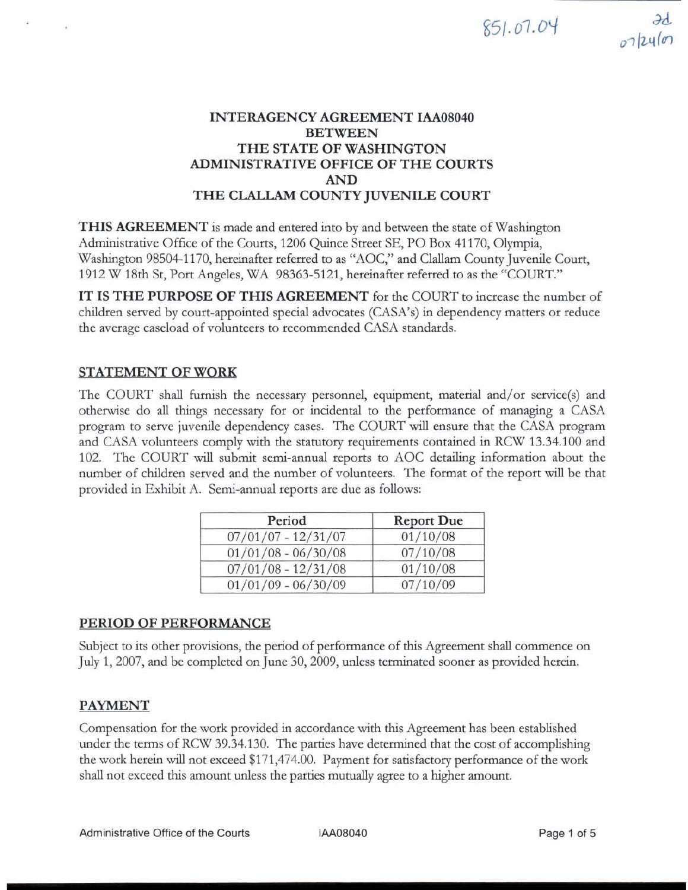851.07.04 2d 07/24/07

# INTERAGENCY AGREEMENT IAA08040
# BETWEEN
# THE STATE OF WASHINGTON
# ADMINISTRATIVE OFFICE OF THE COURTS
# AND
# THE CLALLAM COUNTY JUVENILE COURT

**THIS AGREEMENT** is made and entered into by and between the state of Washington Administrative Office of the Courts, 1206 Quince Street SE, PO Box 41170, Olympia, Washington 98504-1170, hereinafter referred to as "AOC," and Clallam County Juvenile Court, 1912 W 18th St, Port Angeles, WA 98363-5121, hereinafter referred to as the "COURT."

**IT IS THE PURPOSE OF THIS AGREEMENT** for the COURT to increase the number of children served by court-appointed special advocates (CASA's) in dependency matters or reduce the average caseload of volunteers to recommended CASA standards.

## STATEMENT OF WORK

The COURT shall furnish the necessary personnel, equipment, material and/or service(s) and otherwise do all things necessary for or incidental to the performance of managing a CASA program to serve juvenile dependency cases. The COURT will ensure that the CASA program and CASA volunteers comply with the statutory requirements contained in RCW 13.34.100 and 102. The COURT will submit semi-annual reports to AOC detailing information about the number of children served and the number of volunteers. The format of the report will be that provided in Exhibit A. Semi-annual reports are due as follows:

| Period | Report Due |
|---|---|
| 07/01/07 - 12/31/07 | 01/10/08 |
| 01/01/08 - 06/30/08 | 07/10/08 |
| 07/01/08 - 12/31/08 | 01/10/08 |
| 01/01/09 - 06/30/09 | 07/10/09 |

## PERIOD OF PERFORMANCE

Subject to its other provisions, the period of performance of this Agreement shall commence on July 1, 2007, and be completed on June 30, 2009, unless terminated sooner as provided herein.

## PAYMENT

Compensation for the work provided in accordance with this Agreement has been established under the terms of RCW 39.34.130. The parties have determined that the cost of accomplishing the work herein will not exceed $171,474.00. Payment for satisfactory performance of the work shall not exceed this amount unless the parties mutually agree to a higher amount.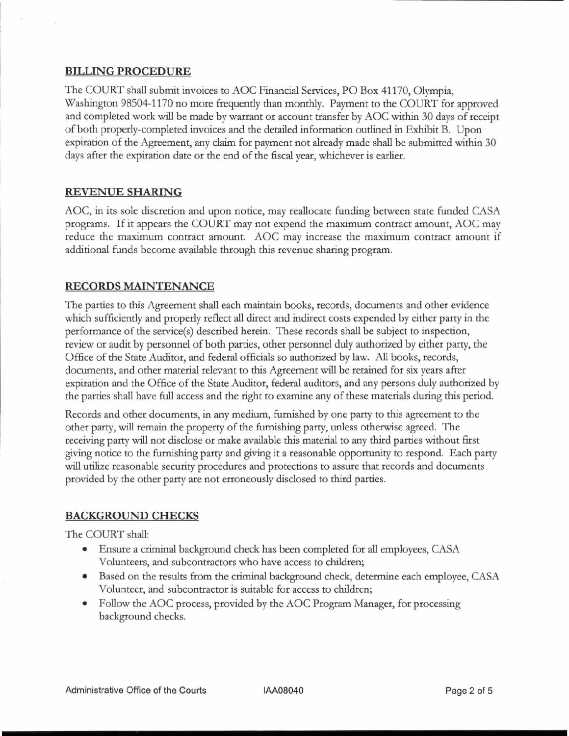## BILLING PROCEDURE

The COURT shall submit invoices to AOC Financial Services, PO Box 41170, Olympia, Washington 98504-1170 no more frequently than monthly. Payment to the COURT for approved and completed work will be made by warrant or account transfer by AOC within 30 days of receipt of both properly-completed invoices and the detailed information outlined in Exhibit B. Upon expiration of the Agreement, any claim for payment not already made shall be submitted within 30 days after the expiration date or the end of the fiscal year, whichever is earlier.

## REVENUE SHARING

AOC, in its sole discretion and upon notice, may reallocate funding between state funded CASA programs. If it appears the COURT may not expend the maximum contract amount, AOC may reduce the maximum contract amount. AOC may increase the maximum contract amount if additional funds become available through this revenue sharing program.

## RECORDS MAINTENANCE

The parties to this Agreement shall each maintain books, records, documents and other evidence which sufficiently and properly reflect all direct and indirect costs expended by either party in the performance of the service(s) described herein. These records shall be subject to inspection, review or audit by personnel of both parties, other personnel duly authorized by either party, the Office of the State Auditor, and federal officials so authorized by law. All books, records, documents, and other material relevant to this Agreement will be retained for six years after expiration and the Office of the State Auditor, federal auditors, and any persons duly authorized by the parties shall have full access and the right to examine any of these materials during this period.

Records and other documents, in any medium, furnished by one party to this agreement to the other party, will remain the property of the furnishing party, unless otherwise agreed. The receiving party will not disclose or make available this material to any third parties without first giving notice to the furnishing party and giving it a reasonable opportunity to respond. Each party will utilize reasonable security procedures and protections to assure that records and documents provided by the other party are not erroneously disclosed to third parties.

## BACKGROUND CHECKS

The COURT shall:

- Ensure a criminal background check has been completed for all employees, CASA Volunteers, and subcontractors who have access to children;
- Based on the results from the criminal background check, determine each employee, CASA Volunteer, and subcontractor is suitable for access to children;
- Follow the AOC process, provided by the AOC Program Manager, for processing background checks.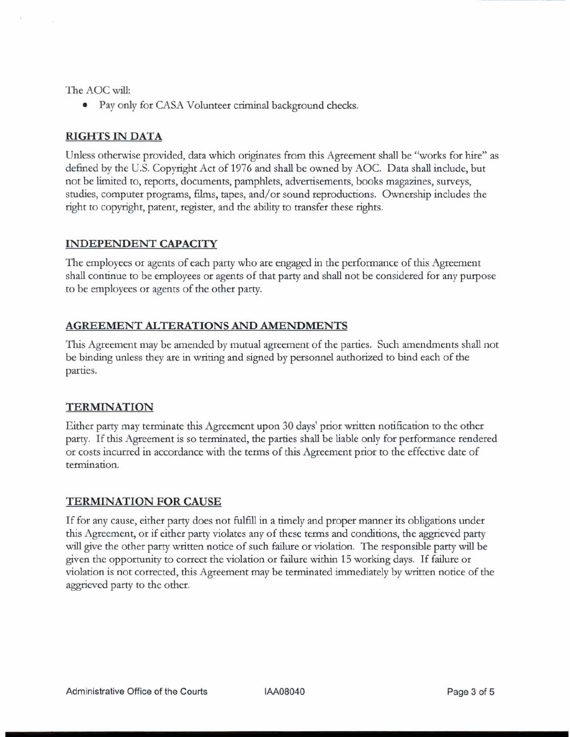The AOC will:

- Pay only for CASA Volunteer criminal background checks.

## RIGHTS IN DATA

Unless otherwise provided, data which originates from this Agreement shall be "works for hire" as defined by the U.S. Copyright Act of 1976 and shall be owned by AOC. Data shall include, but not be limited to, reports, documents, pamphlets, advertisements, books magazines, surveys, studies, computer programs, films, tapes, and/or sound reproductions. Ownership includes the right to copyright, patent, register, and the ability to transfer these rights.

## INDEPENDENT CAPACITY

The employees or agents of each party who are engaged in the performance of this Agreement shall continue to be employees or agents of that party and shall not be considered for any purpose to be employees or agents of the other party.

## AGREEMENT ALTERATIONS AND AMENDMENTS

This Agreement may be amended by mutual agreement of the parties. Such amendments shall not be binding unless they are in writing and signed by personnel authorized to bind each of the parties.

## TERMINATION

Either party may terminate this Agreement upon 30 days' prior written notification to the other party. If this Agreement is so terminated, the parties shall be liable only for performance rendered or costs incurred in accordance with the terms of this Agreement prior to the effective date of termination.

## TERMINATION FOR CAUSE

If for any cause, either party does not fulfill in a timely and proper manner its obligations under this Agreement, or if either party violates any of these terms and conditions, the aggrieved party will give the other party written notice of such failure or violation. The responsible party will be given the opportunity to correct the violation or failure within 15 working days. If failure or violation is not corrected, this Agreement may be terminated immediately by written notice of the aggrieved party to the other.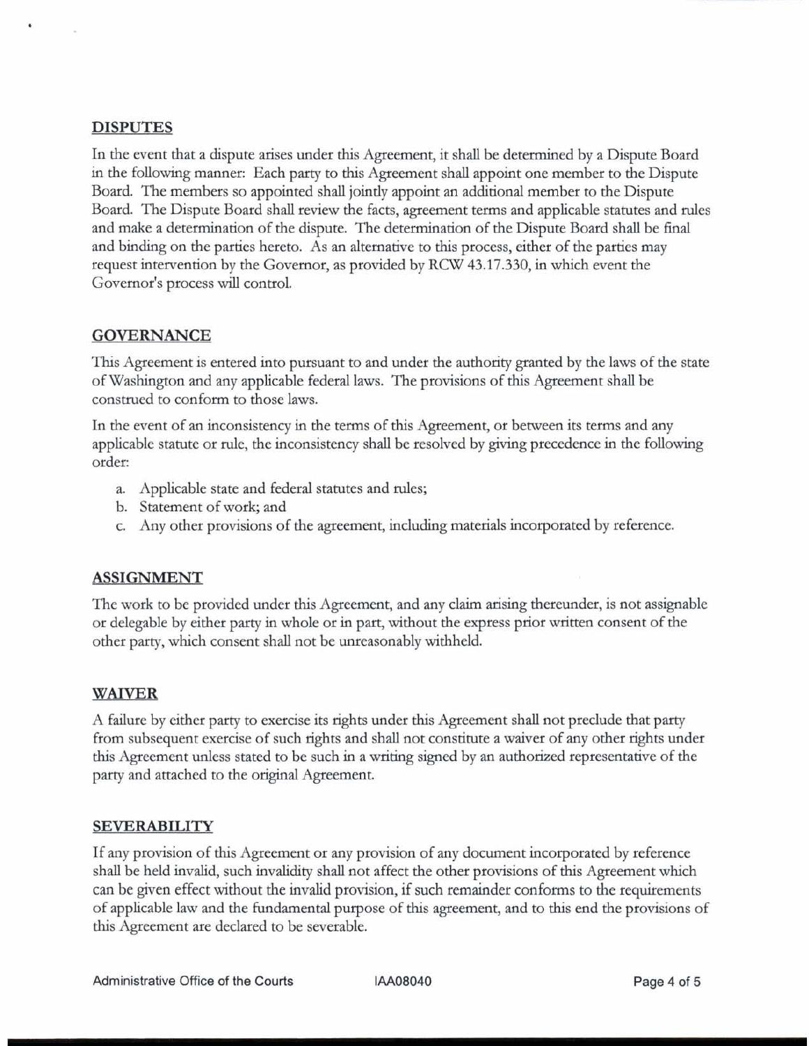## DISPUTES

In the event that a dispute arises under this Agreement, it shall be determined by a Dispute Board in the following manner: Each party to this Agreement shall appoint one member to the Dispute Board. The members so appointed shall jointly appoint an additional member to the Dispute Board. The Dispute Board shall review the facts, agreement terms and applicable statutes and rules and make a determination of the dispute. The determination of the Dispute Board shall be final and binding on the parties hereto. As an alternative to this process, either of the parties may request intervention by the Governor, as provided by RCW 43.17.330, in which event the Governor's process will control.

## GOVERNANCE

This Agreement is entered into pursuant to and under the authority granted by the laws of the state of Washington and any applicable federal laws. The provisions of this Agreement shall be construed to conform to those laws.

In the event of an inconsistency in the terms of this Agreement, or between its terms and any applicable statute or rule, the inconsistency shall be resolved by giving precedence in the following order:

a. Applicable state and federal statutes and rules;
b. Statement of work; and
c. Any other provisions of the agreement, including materials incorporated by reference.

## ASSIGNMENT

The work to be provided under this Agreement, and any claim arising thereunder, is not assignable or delegable by either party in whole or in part, without the express prior written consent of the other party, which consent shall not be unreasonably withheld.

## WAIVER

A failure by either party to exercise its rights under this Agreement shall not preclude that party from subsequent exercise of such rights and shall not constitute a waiver of any other rights under this Agreement unless stated to be such in a writing signed by an authorized representative of the party and attached to the original Agreement.

## SEVERABILITY

If any provision of this Agreement or any provision of any document incorporated by reference shall be held invalid, such invalidity shall not affect the other provisions of this Agreement which can be given effect without the invalid provision, if such remainder conforms to the requirements of applicable law and the fundamental purpose of this agreement, and to this end the provisions of this Agreement are declared to be severable.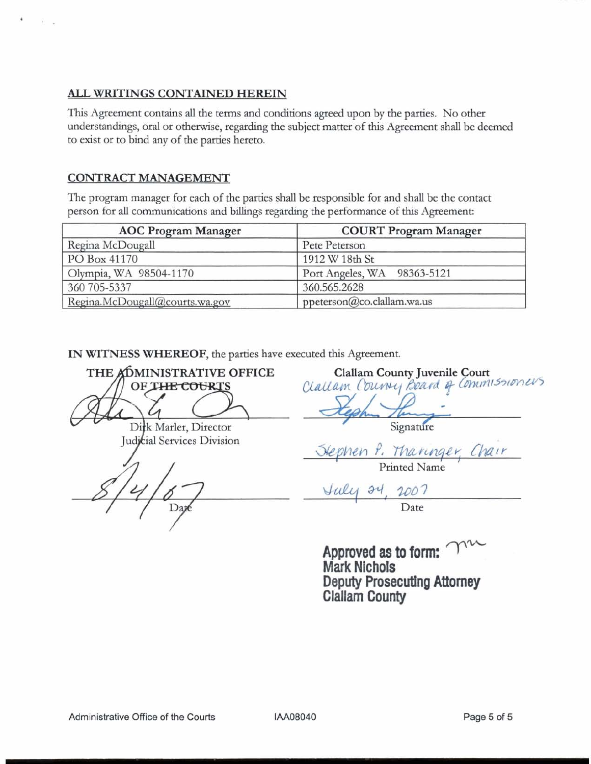## ALL WRITINGS CONTAINED HEREIN

This Agreement contains all the terms and conditions agreed upon by the parties. No other understandings, oral or otherwise, regarding the subject matter of this Agreement shall be deemed to exist or to bind any of the parties hereto.

## CONTRACT MANAGEMENT

The program manager for each of the parties shall be responsible for and shall be the contact person for all communications and billings regarding the performance of this Agreement:

| AOC Program Manager | COURT Program Manager |
|---|---|
| Regina McDougall | Pete Peterson |
| PO Box 41170 | 1912 W 18th St |
| Olympia, WA 98504-1170 | Port Angeles, WA 98363-5121 |
| 360 705-5337 | 360.565.2628 |
| Regina.McDougall@courts.wa.gov | ppeterson@co.clallam.wa.us |

**IN WITNESS WHEREOF**, the parties have executed this Agreement.

**THE ADMINISTRATIVE OFFICE OF ~~THE COURTS~~**

Dirk Marler, Director
Judicial Services Division

8/4/07
Date

**Clallam County Juvenile Court**
Clallam County Board of Commissioners

Signature

Stephen P. Tharinger, Chair
Printed Name

July 24, 2007
Date

**Approved as to form:**
**Mark Nichols**
**Deputy Prosecuting Attorney**
**Clallam County**

IAA08040